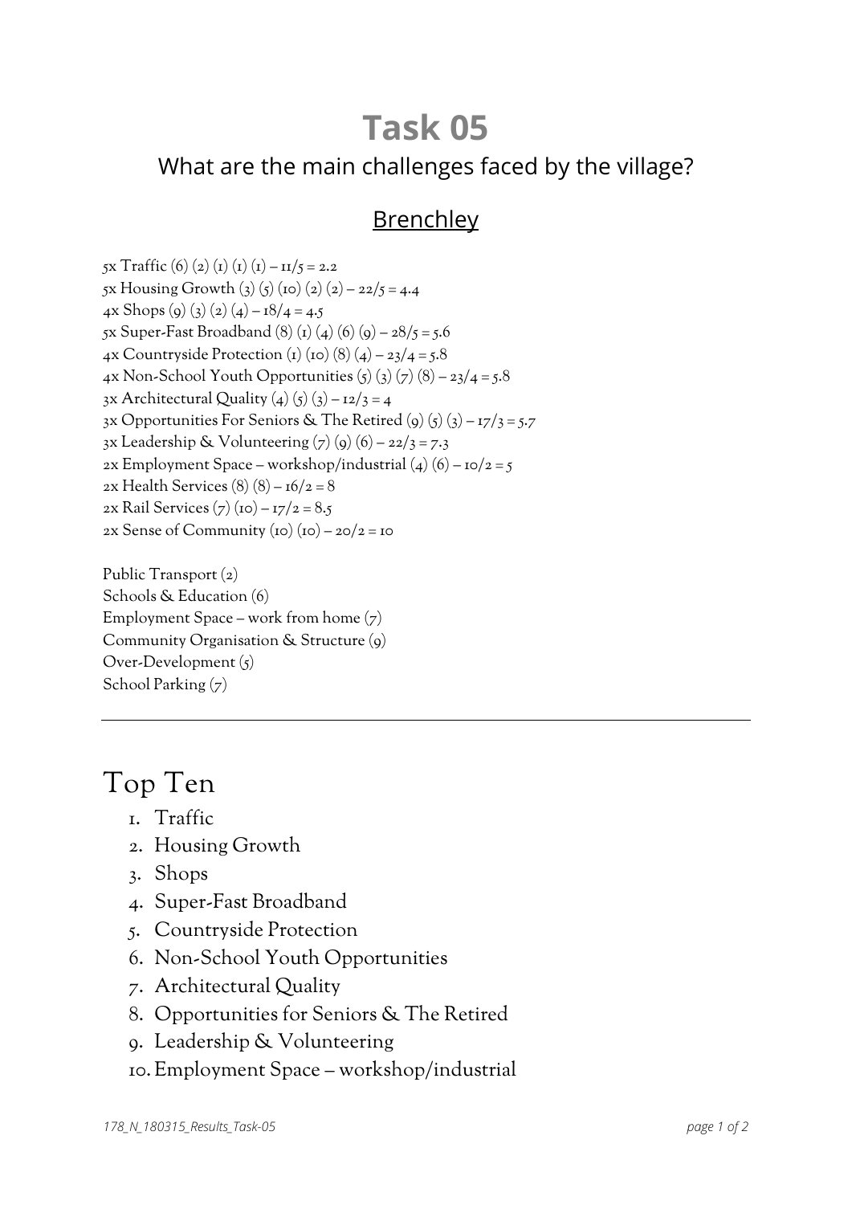# Task 05

## What are the main challenges faced by the village?

### Brenchley

5x Traffic (6) (2) (1) (1) (1) – 11/5 = 2.2
5x Housing Growth (3) (5) (10) (2) (2) – 22/5 = 4.4
4x Shops (9) (3) (2) (4) – 18/4 = 4.5
5x Super-Fast Broadband (8) (1) (4) (6) (9) – 28/5 = 5.6
4x Countryside Protection (1) (10) (8) (4) – 23/4 = 5.8
4x Non-School Youth Opportunities (5) (3) (7) (8) – 23/4 = 5.8
3x Architectural Quality (4) (5) (3) – 12/3 = 4
3x Opportunities For Seniors & The Retired (9) (5) (3) – 17/3 = 5.7
3x Leadership & Volunteering (7) (9) (6) – 22/3 = 7.3
2x Employment Space – workshop/industrial (4) (6) – 10/2 = 5
2x Health Services (8) (8) – 16/2 = 8
2x Rail Services (7) (10) – 17/2 = 8.5
2x Sense of Community (10) (10) – 20/2 = 10

Public Transport (2)
Schools & Education (6)
Employment Space – work from home (7)
Community Organisation & Structure (9)
Over-Development (5)
School Parking (7)

---

# Top Ten

1. Traffic
2. Housing Growth
3. Shops
4. Super-Fast Broadband
5. Countryside Protection
6. Non-School Youth Opportunities
7. Architectural Quality
8. Opportunities for Seniors & The Retired
9. Leadership & Volunteering
10. Employment Space – workshop/industrial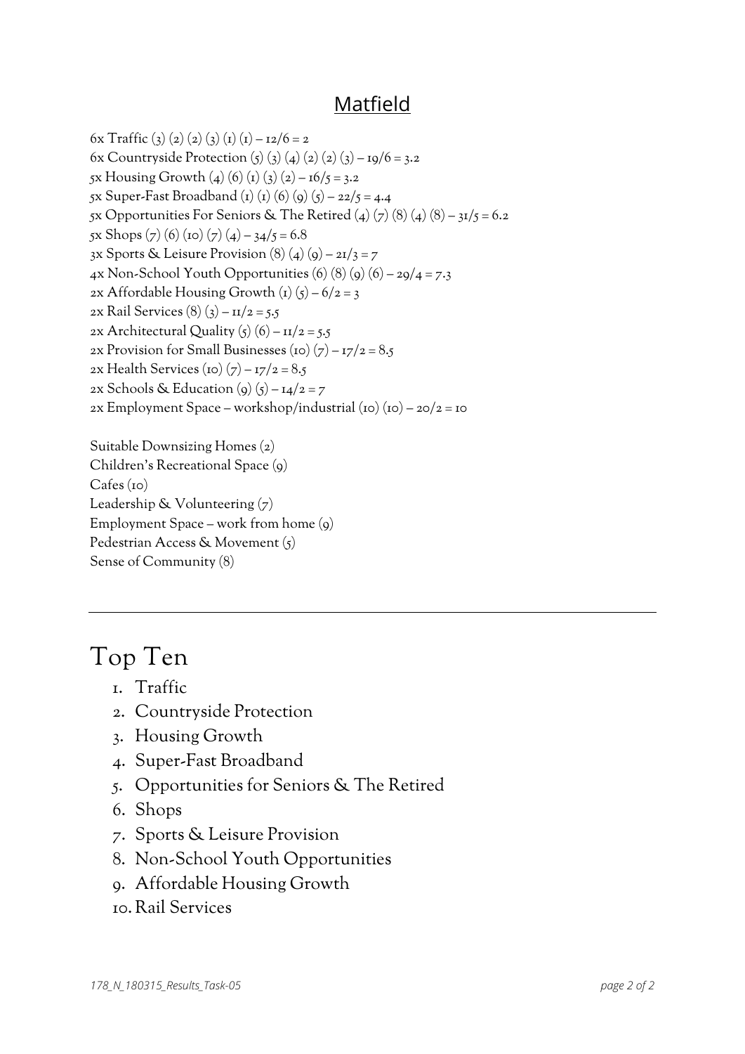## Matfield

6x Traffic (3) (2) (2) (3) (1) (1) – 12/6 = 2
6x Countryside Protection (5) (3) (4) (2) (2) (3) – 19/6 = 3.2
5x Housing Growth (4) (6) (1) (3) (2) – 16/5 = 3.2
5x Super-Fast Broadband (1) (1) (6) (9) (5) – 22/5 = 4.4
5x Opportunities For Seniors & The Retired (4) (7) (8) (4) (8) – 31/5 = 6.2
5x Shops (7) (6) (10) (7) (4) – 34/5 = 6.8
3x Sports & Leisure Provision (8) (4) (9) – 21/3 = 7
4x Non-School Youth Opportunities (6) (8) (9) (6) – 29/4 = 7.3
2x Affordable Housing Growth (1) (5) – 6/2 = 3
2x Rail Services (8) (3) – 11/2 = 5.5
2x Architectural Quality (5) (6) – 11/2 = 5.5
2x Provision for Small Businesses (10) (7) – 17/2 = 8.5
2x Health Services (10) (7) – 17/2 = 8.5
2x Schools & Education (9) (5) – 14/2 = 7
2x Employment Space – workshop/industrial (10) (10) – 20/2 = 10

Suitable Downsizing Homes (2)
Children's Recreational Space (9)
Cafes (10)
Leadership & Volunteering (7)
Employment Space – work from home (9)
Pedestrian Access & Movement (5)
Sense of Community (8)

---

# Top Ten

1. Traffic
2. Countryside Protection
3. Housing Growth
4. Super-Fast Broadband
5. Opportunities for Seniors & The Retired
6. Shops
7. Sports & Leisure Provision
8. Non-School Youth Opportunities
9. Affordable Housing Growth
10. Rail Services